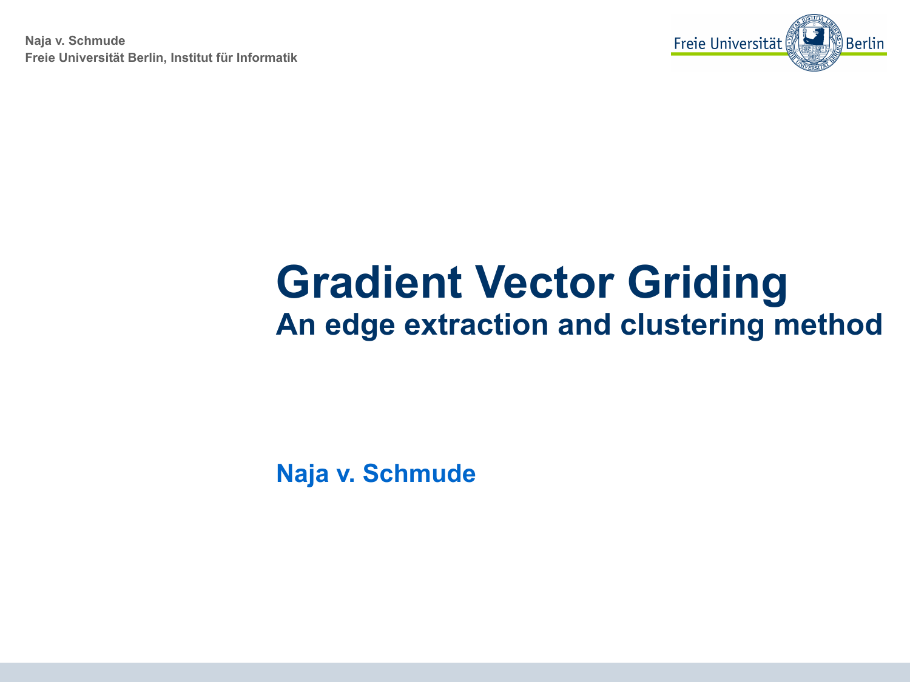# Gradient Vector Griding

## An edge extraction and clustering method

**Naja v. Schmude**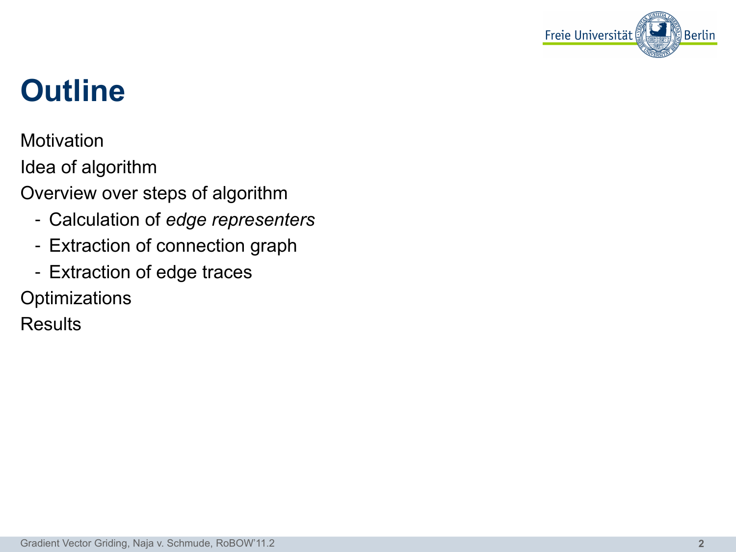# Outline

Motivation

Idea of algorithm

Overview over steps of algorithm

- Calculation of *edge representers*
- Extraction of connection graph
- Extraction of edge traces

Optimizations

Results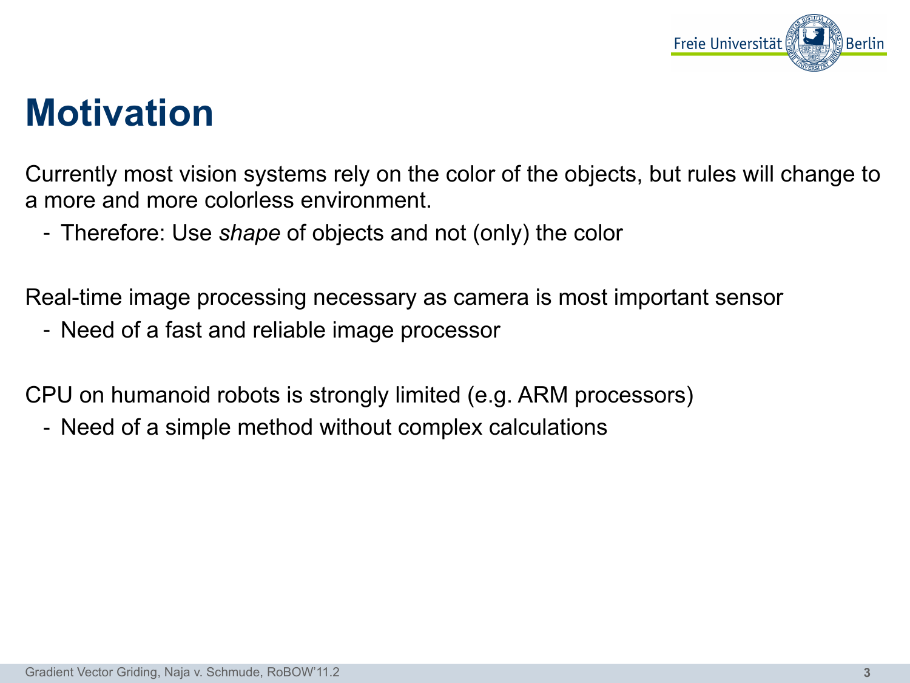# Motivation

Currently most vision systems rely on the color of the objects, but rules will change to a more and more colorless environment.

- Therefore: Use *shape* of objects and not (only) the color

Real-time image processing necessary as camera is most important sensor

- Need of a fast and reliable image processor

CPU on humanoid robots is strongly limited (e.g. ARM processors)

- Need of a simple method without complex calculations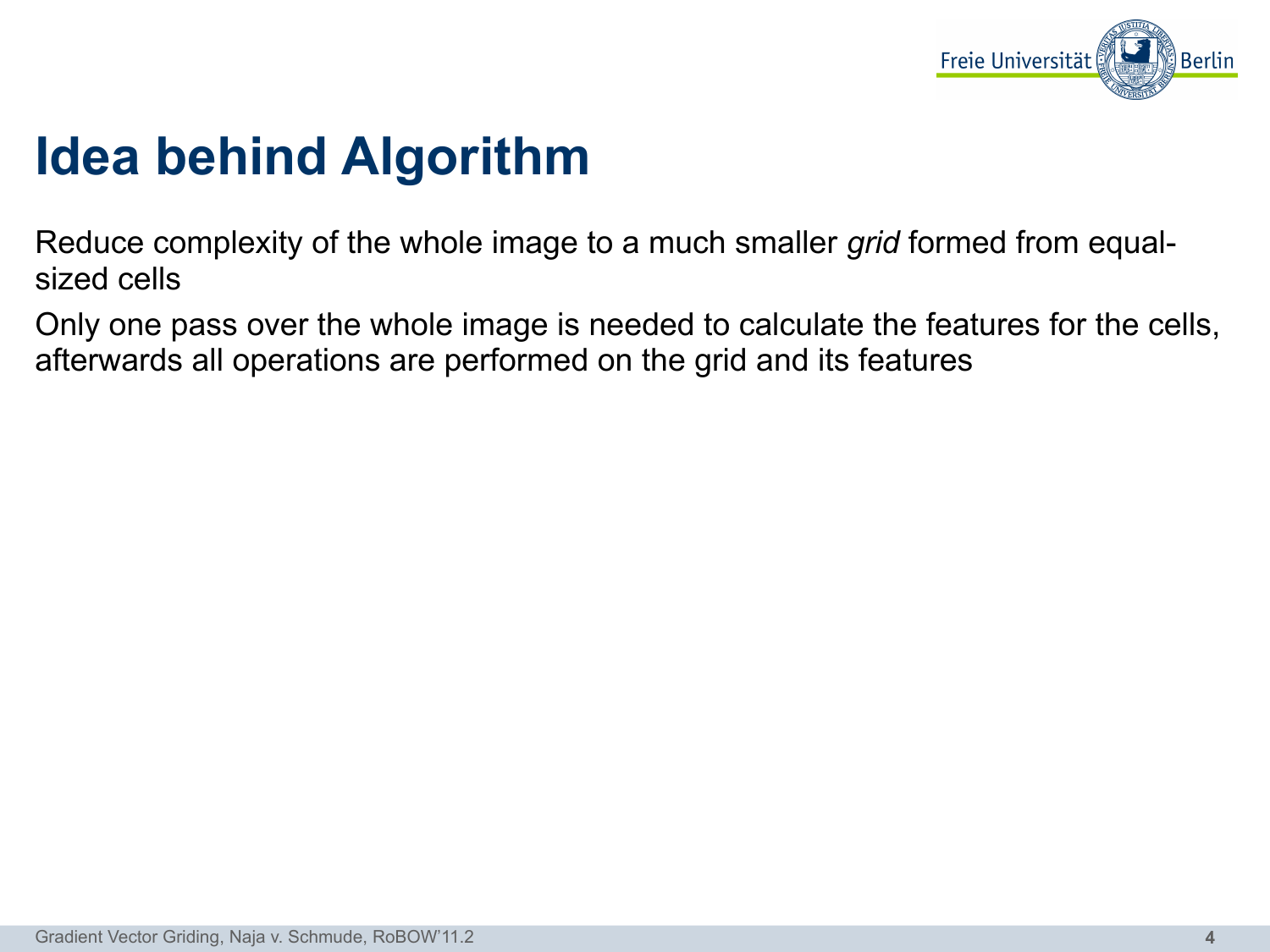# Idea behind Algorithm

Reduce complexity of the whole image to a much smaller *grid* formed from equal-sized cells

Only one pass over the whole image is needed to calculate the features for the cells, afterwards all operations are performed on the grid and its features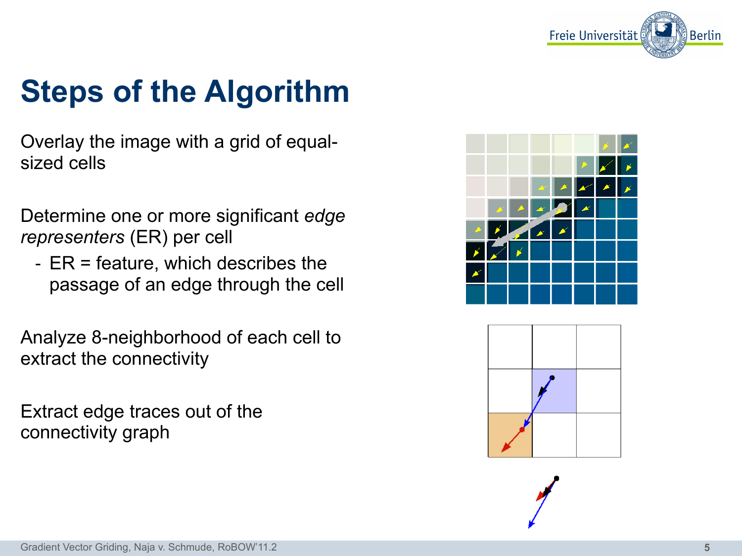# Steps of the Algorithm

Overlay the image with a grid of equal-sized cells

Determine one or more significant *edge representers* (ER) per cell

- ER = feature, which describes the passage of an edge through the cell

Analyze 8-neighborhood of each cell to extract the connectivity

Extract edge traces out of the connectivity graph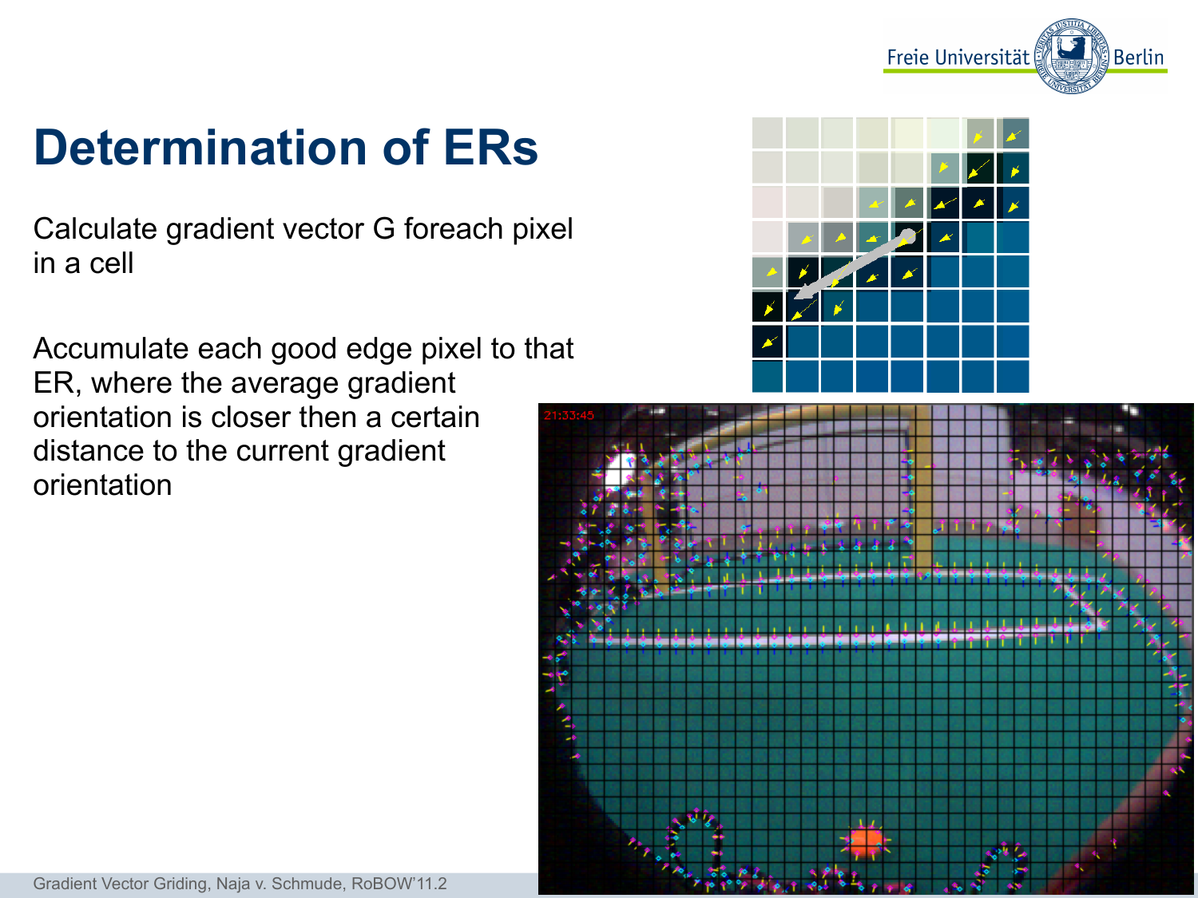# Determination of ERs

Calculate gradient vector G foreach pixel in a cell

Accumulate each good edge pixel to that ER, where the average gradient orientation is closer then a certain distance to the current gradient orientation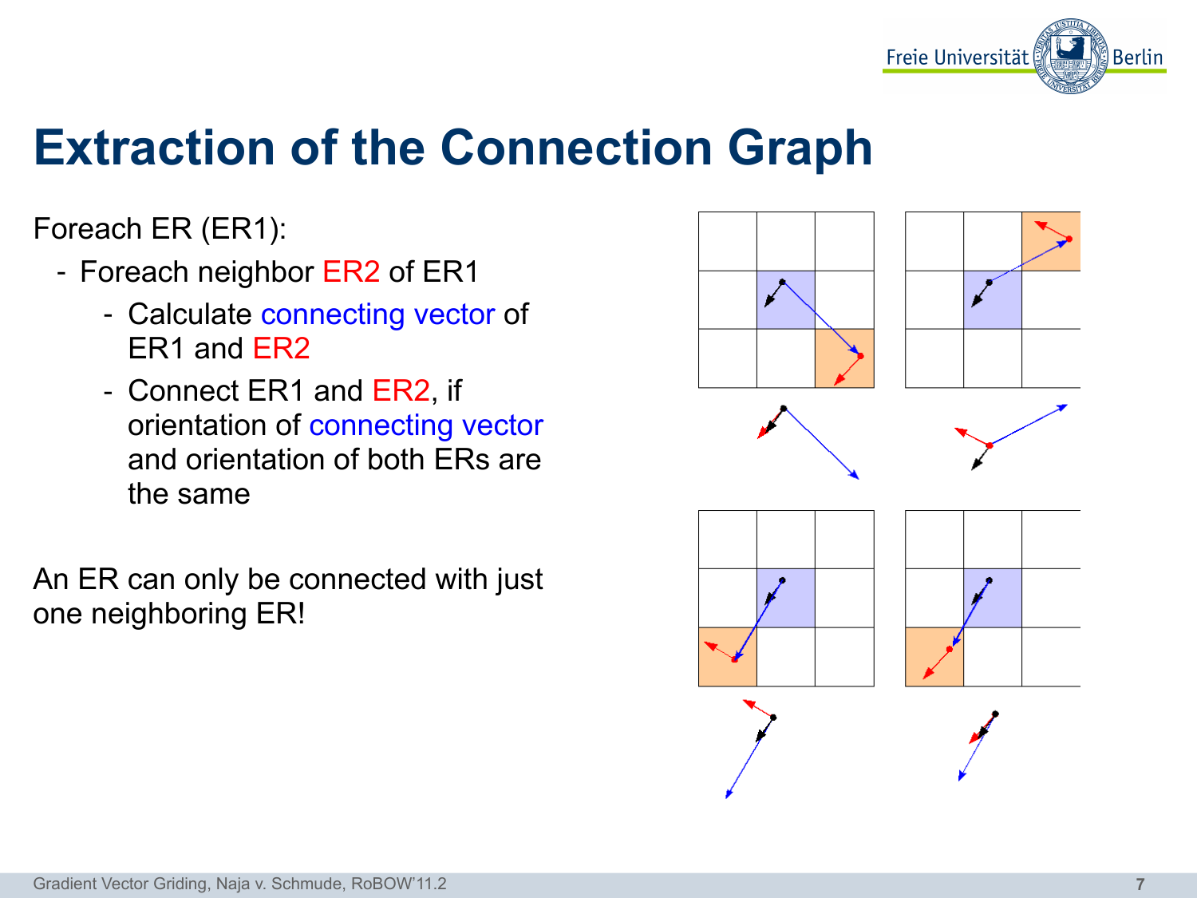# Extraction of the Connection Graph

Foreach ER (ER1):

- Foreach neighbor ER2 of ER1
  - Calculate connecting vector of ER1 and ER2
  - Connect ER1 and ER2, if orientation of connecting vector and orientation of both ERs are the same

An ER can only be connected with just one neighboring ER!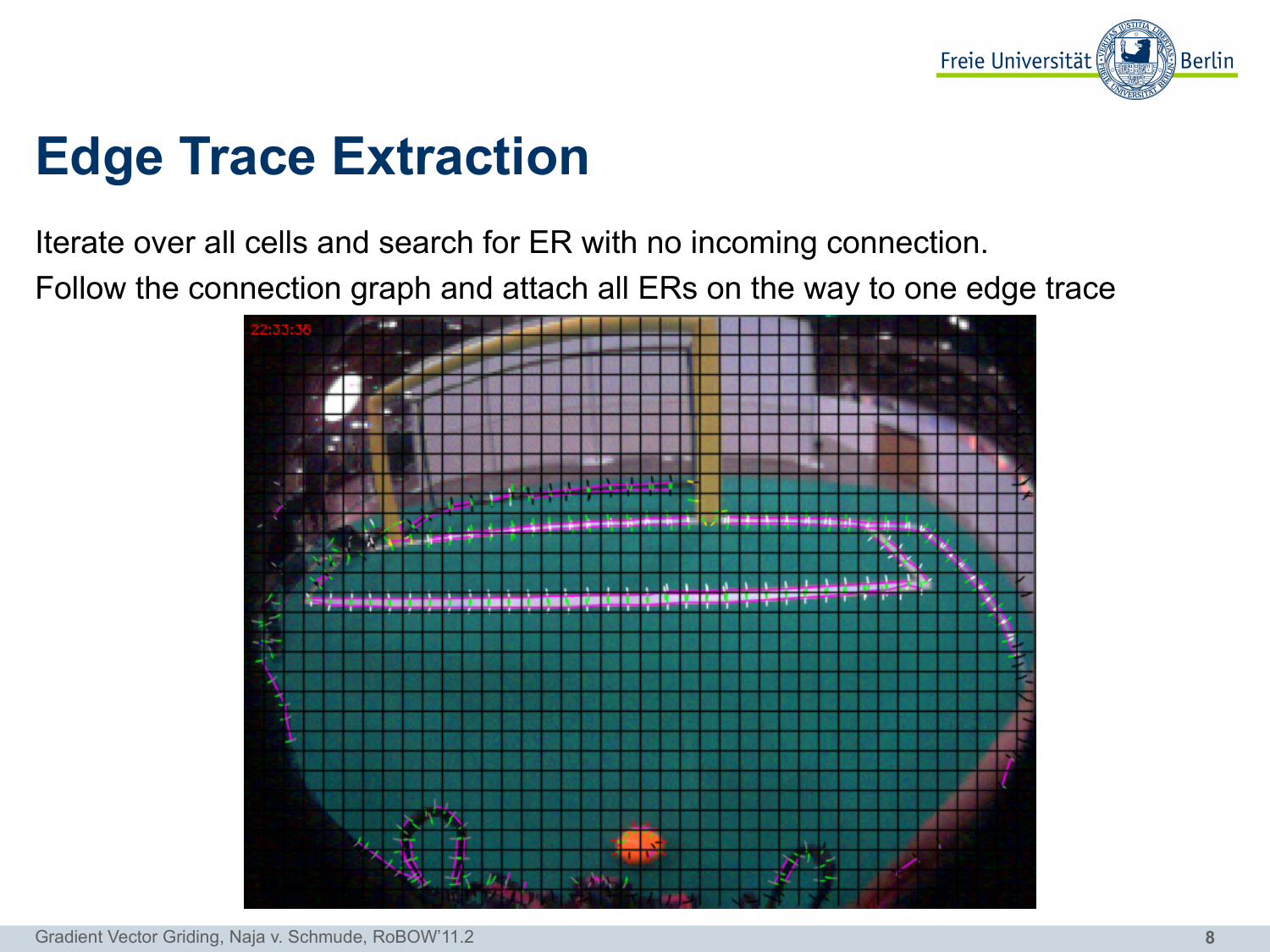# Edge Trace Extraction

Iterate over all cells and search for ER with no incoming connection.

Follow the connection graph and attach all ERs on the way to one edge trace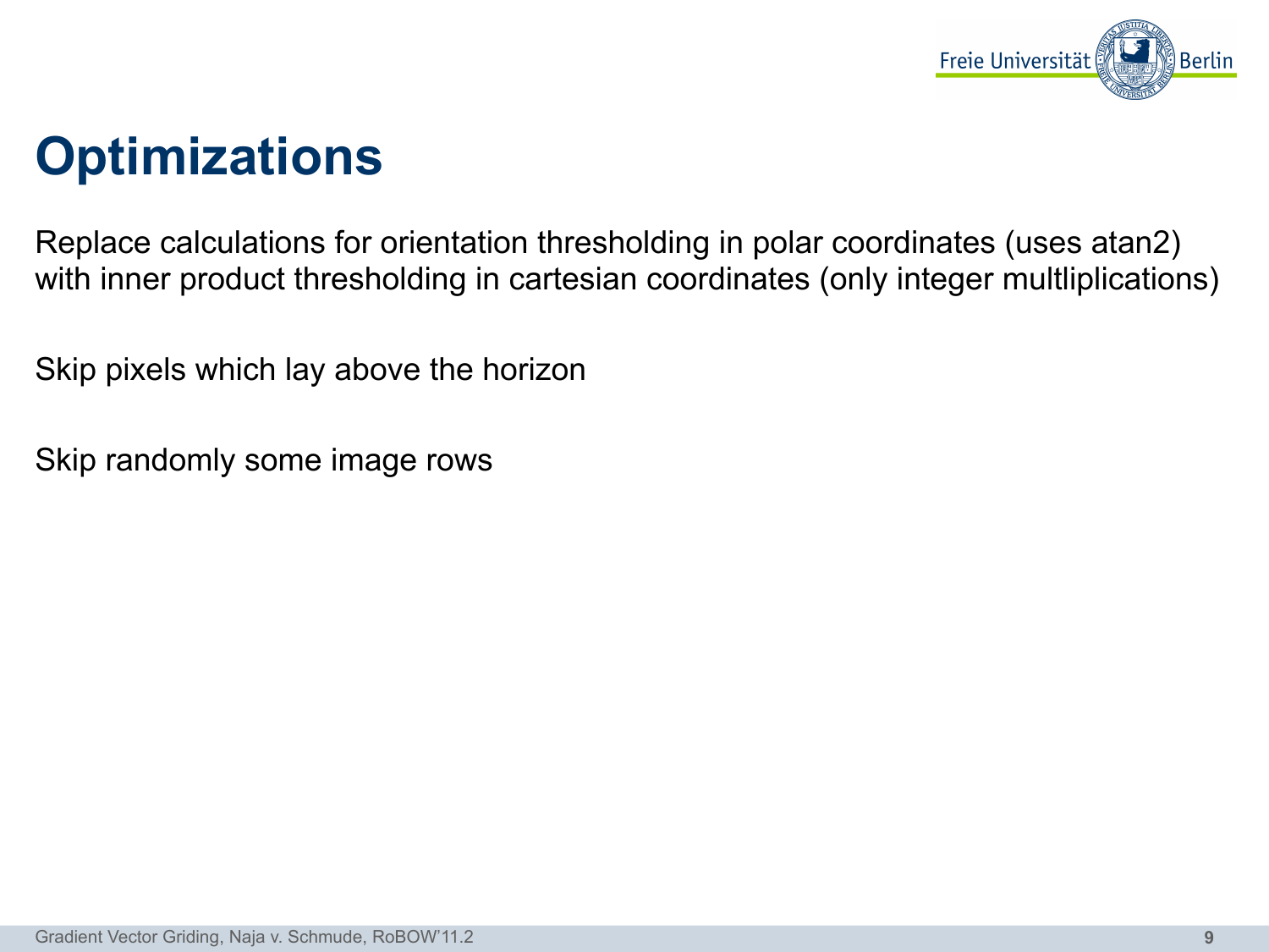# Optimizations

Replace calculations for orientation thresholding in polar coordinates (uses atan2) with inner product thresholding in cartesian coordinates (only integer multliplications)

Skip pixels which lay above the horizon

Skip randomly some image rows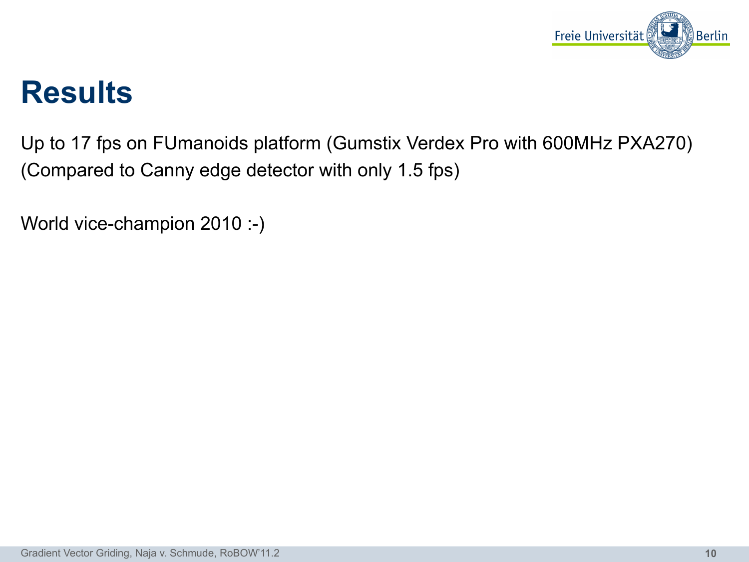# Results

Up to 17 fps on FUmanoids platform (Gumstix Verdex Pro with 600MHz PXA270)
(Compared to Canny edge detector with only 1.5 fps)

World vice-champion 2010 :-)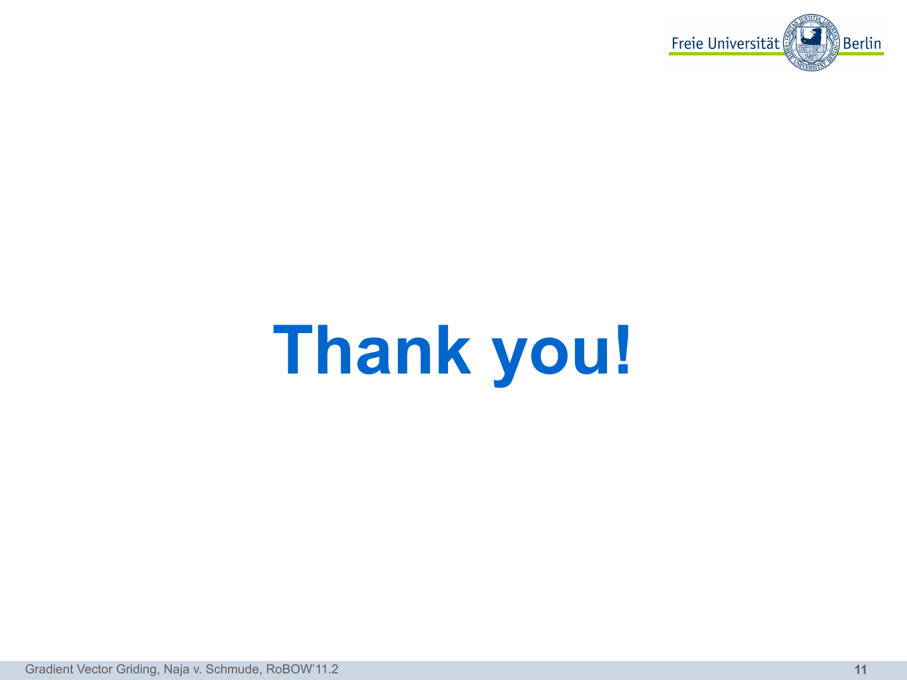# Thank you!